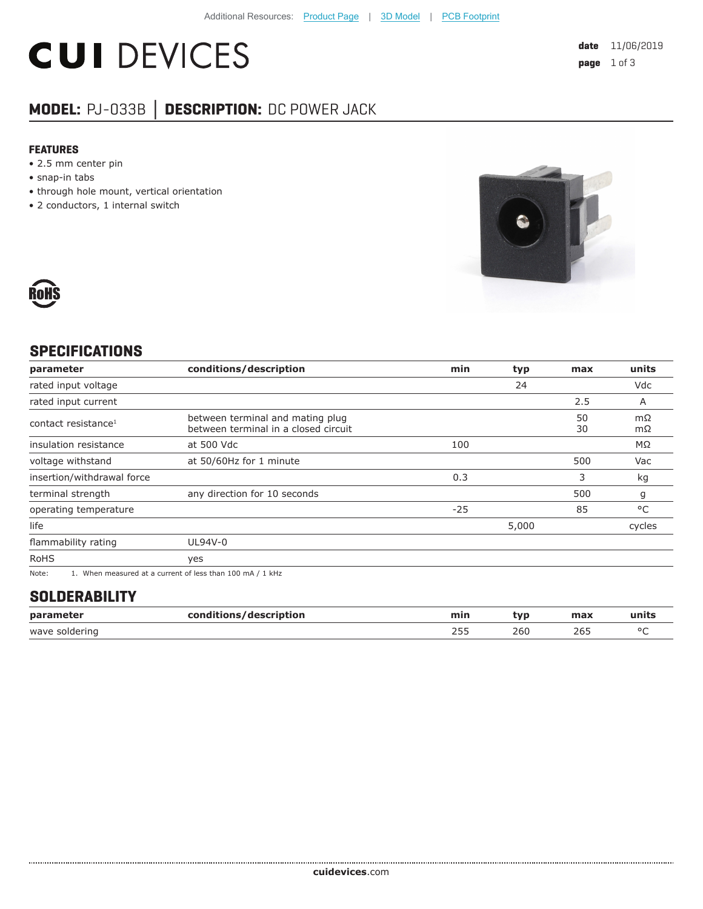Additional Resources: Product Page | 3D Model | PCB Footprint

# CUI DEVICES

**date** 11/06/2019

## MODEL: PJ-033B │ DESCRIPTION: DC POWER JACK

### FEATURES

- 2.5 mm center pin
- snap-in tabs
- through hole mount, vertical orientation
- 2 conductors, 1 internal switch

RoHS

## SPECIFICATIONS

| parameter | conditions/description | min | typ | max | units |
|---|---|---|---|---|---|
| rated input voltage | | | 24 | | Vdc |
| rated input current | | | | 2.5 | A |
| contact resistance[1] | between terminal and mating plug<br>between terminal in a closed circuit | | | 50<br>30 | mΩ<br>mΩ |
| insulation resistance | at 500 Vdc | 100 | | | MΩ |
| voltage withstand | at 50/60Hz for 1 minute | | | 500 | Vac |
| insertion/withdrawal force | | 0.3 | | 3 | kg |
| terminal strength | any direction for 10 seconds | | | 500 | g |
| operating temperature | | -25 | | 85 | °C |
| life | | | 5,000 | | cycles |
| flammability rating | UL94V-0 | | | | |
| RoHS | yes | | | | |

Note: 1. When measured at a current of less than 100 mA / 1 kHz

## SOLDERABILITY

| parameter | conditions/description | min | typ | max | units |
|---|---|---|---|---|---|
| wave soldering | | 255 | 260 | 265 | °C |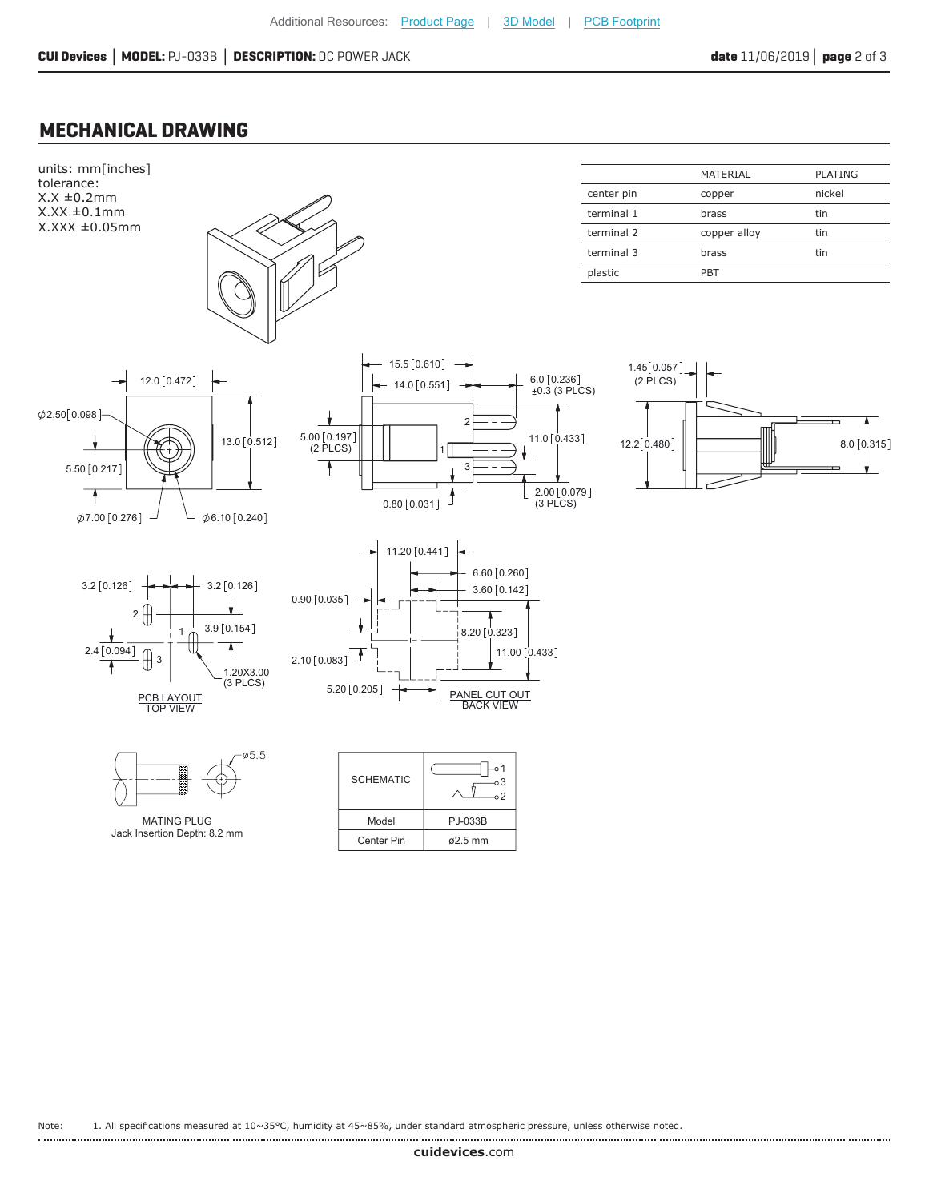Additional Resources: Product Page | 3D Model | PCB Footprint

## MECHANICAL DRAWING

units: mm[inches]
tolerance:
X.X ±0.2mm
X.XX ±0.1mm
X.XXX ±0.05mm

| | MATERIAL | PLATING |
|---|---|---|
| center pin | copper | nickel |
| terminal 1 | brass | tin |
| terminal 2 | copper alloy | tin |
| terminal 3 | brass | tin |
| plastic | PBT | |

12.0 [0.472]
ϕ2.50[0.098]
13.0 [0.512]
5.50 [0.217]
ϕ7.00 [0.276]
ϕ6.10 [0.240]

15.5 [0.610]
14.0 [0.551]
6.0 [0.236] ±0.3 (3 PLCS)
5.00 [0.197] (2 PLCS)
11.0 [0.433]
0.80 [0.031]
2.00 [0.079] (3 PLCS)

1.45[0.057] (2 PLCS)
12.2[0.480]
8.0 [0.315]

3.2 [0.126]
3.2 [0.126]
3.9 [0.154]
2.4 [0.094]
1.20X3.00 (3 PLCS)

PCB LAYOUT
TOP VIEW

11.20 [0.441]
6.60 [0.260]
3.60 [0.142]
0.90 [0.035]
8.20 [0.323]
11.00 [0.433]
2.10 [0.083]
5.20 [0.205]

PANEL CUT OUT
BACK VIEW

ϕ5.5

MATING PLUG
Jack Insertion Depth: 8.2 mm

| SCHEMATIC | |
|---|---|
| Model | PJ-033B |
| Center Pin | ø2.5 mm |

Note: 1. All specifications measured at 10~35°C, humidity at 45~85%, under standard atmospheric pressure, unless otherwise noted.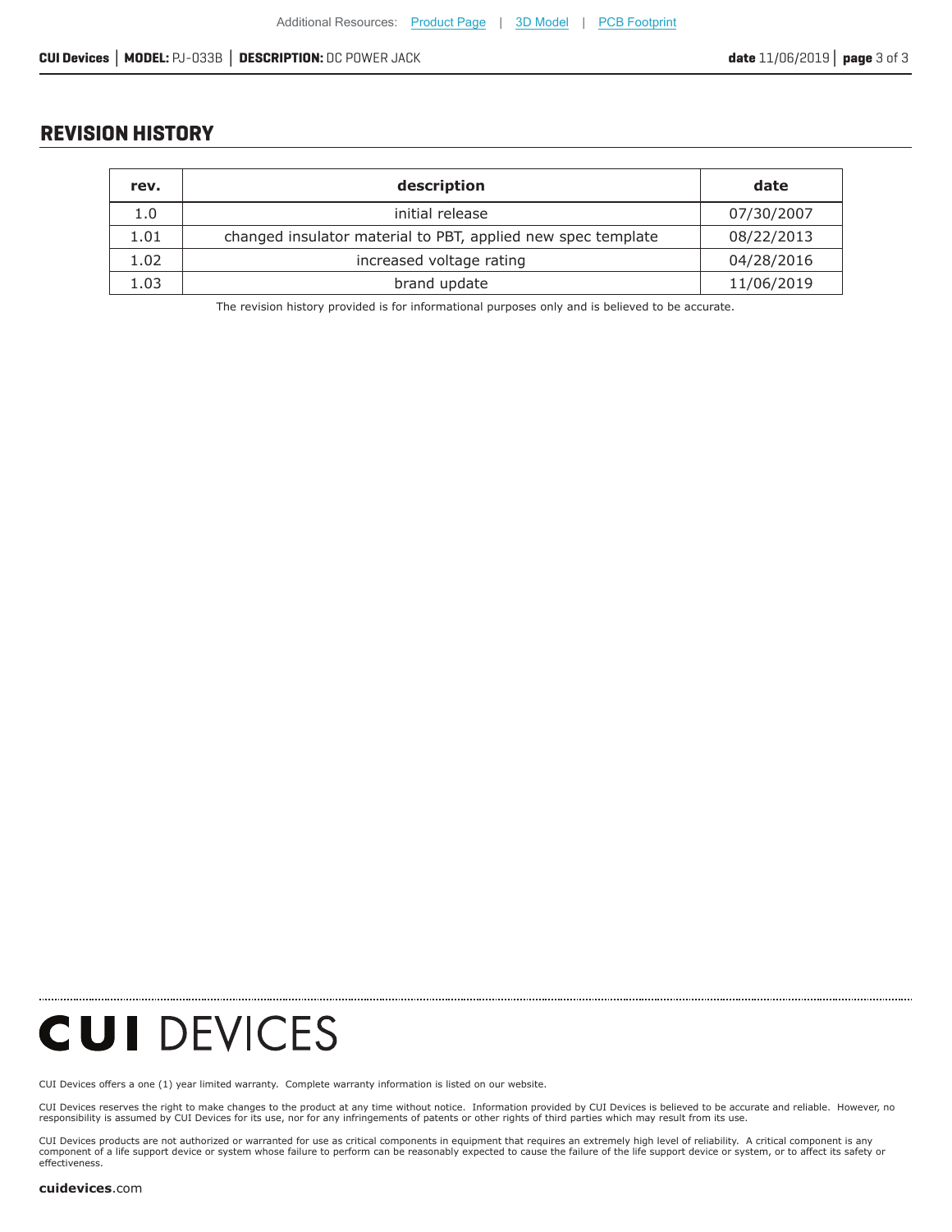## REVISION HISTORY

| rev. | description | date |
| --- | --- | --- |
| 1.0 | initial release | 07/30/2007 |
| 1.01 | changed insulator material to PBT, applied new spec template | 08/22/2013 |
| 1.02 | increased voltage rating | 04/28/2016 |
| 1.03 | brand update | 11/06/2019 |

The revision history provided is for informational purposes only and is believed to be accurate.

**CUI** DEVICES

CUI Devices offers a one (1) year limited warranty. Complete warranty information is listed on our website.

CUI Devices reserves the right to make changes to the product at any time without notice. Information provided by CUI Devices is believed to be accurate and reliable. However, no responsibility is assumed by CUI Devices for its use, nor for any infringements of patents or other rights of third parties which may result from its use.

CUI Devices products are not authorized or warranted for use as critical components in equipment that requires an extremely high level of reliability. A critical component is any component of a life support device or system whose failure to perform can be reasonably expected to cause the failure of the life support device or system, or to affect its safety or effectiveness.

**cuidevices**.com